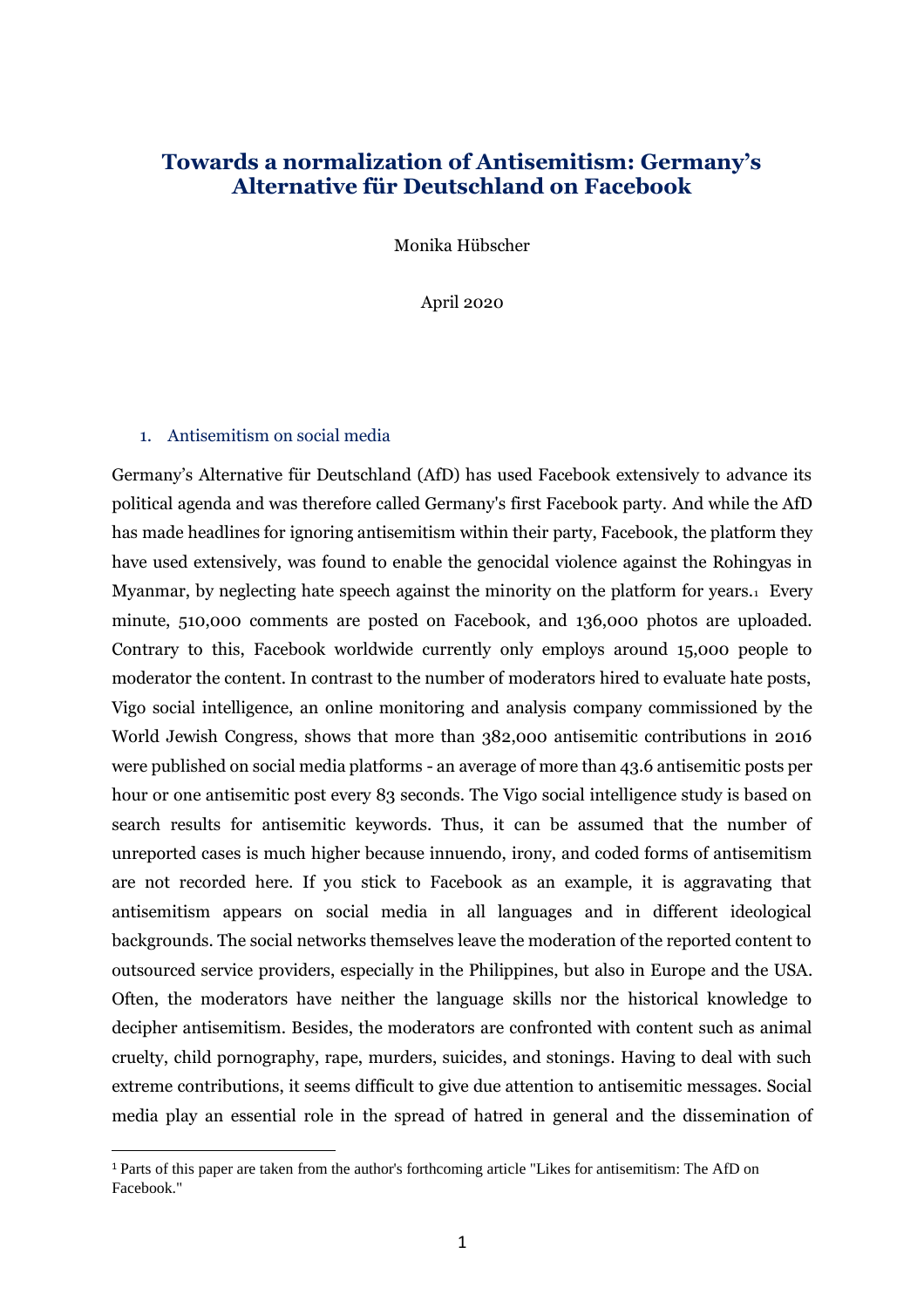# Towards a normalization of Antisemitism: Germany's Alternative für Deutschland on Facebook

Monika Hübscher

April 2020

## 1. Antisemitism on social media

Germany's Alternative für Deutschland (AfD) has used Facebook extensively to advance its political agenda and was therefore called Germany's first Facebook party. And while the AfD has made headlines for ignoring antisemitism within their party, Facebook, the platform they have used extensively, was found to enable the genocidal violence against the Rohingyas in Myanmar, by neglecting hate speech against the minority on the platform for years.[1] Every minute, 510,000 comments are posted on Facebook, and 136,000 photos are uploaded. Contrary to this, Facebook worldwide currently only employs around 15,000 people to moderator the content. In contrast to the number of moderators hired to evaluate hate posts, Vigo social intelligence, an online monitoring and analysis company commissioned by the World Jewish Congress, shows that more than 382,000 antisemitic contributions in 2016 were published on social media platforms - an average of more than 43.6 antisemitic posts per hour or one antisemitic post every 83 seconds. The Vigo social intelligence study is based on search results for antisemitic keywords. Thus, it can be assumed that the number of unreported cases is much higher because innuendo, irony, and coded forms of antisemitism are not recorded here. If you stick to Facebook as an example, it is aggravating that antisemitism appears on social media in all languages and in different ideological backgrounds. The social networks themselves leave the moderation of the reported content to outsourced service providers, especially in the Philippines, but also in Europe and the USA. Often, the moderators have neither the language skills nor the historical knowledge to decipher antisemitism. Besides, the moderators are confronted with content such as animal cruelty, child pornography, rape, murders, suicides, and stonings. Having to deal with such extreme contributions, it seems difficult to give due attention to antisemitic messages. Social media play an essential role in the spread of hatred in general and the dissemination of

[1] Parts of this paper are taken from the author's forthcoming article "Likes for antisemitism: The AfD on Facebook."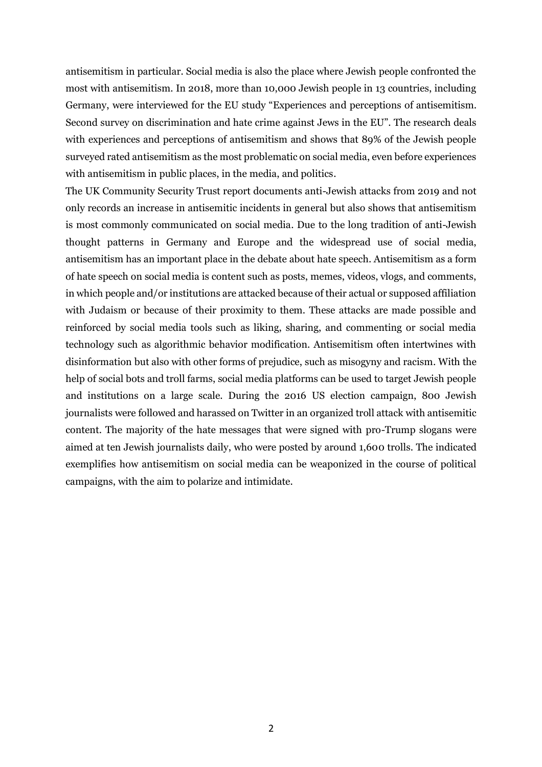antisemitism in particular. Social media is also the place where Jewish people confronted the most with antisemitism. In 2018, more than 10,000 Jewish people in 13 countries, including Germany, were interviewed for the EU study "Experiences and perceptions of antisemitism. Second survey on discrimination and hate crime against Jews in the EU". The research deals with experiences and perceptions of antisemitism and shows that 89% of the Jewish people surveyed rated antisemitism as the most problematic on social media, even before experiences with antisemitism in public places, in the media, and politics.

The UK Community Security Trust report documents anti-Jewish attacks from 2019 and not only records an increase in antisemitic incidents in general but also shows that antisemitism is most commonly communicated on social media. Due to the long tradition of anti-Jewish thought patterns in Germany and Europe and the widespread use of social media, antisemitism has an important place in the debate about hate speech. Antisemitism as a form of hate speech on social media is content such as posts, memes, videos, vlogs, and comments, in which people and/or institutions are attacked because of their actual or supposed affiliation with Judaism or because of their proximity to them. These attacks are made possible and reinforced by social media tools such as liking, sharing, and commenting or social media technology such as algorithmic behavior modification. Antisemitism often intertwines with disinformation but also with other forms of prejudice, such as misogyny and racism. With the help of social bots and troll farms, social media platforms can be used to target Jewish people and institutions on a large scale. During the 2016 US election campaign, 800 Jewish journalists were followed and harassed on Twitter in an organized troll attack with antisemitic content. The majority of the hate messages that were signed with pro-Trump slogans were aimed at ten Jewish journalists daily, who were posted by around 1,600 trolls. The indicated exemplifies how antisemitism on social media can be weaponized in the course of political campaigns, with the aim to polarize and intimidate.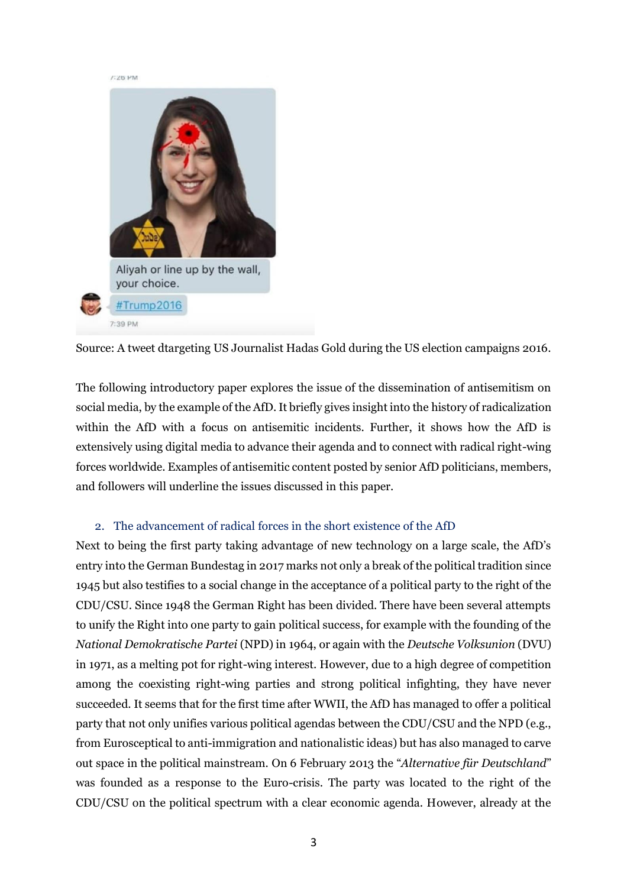Source: A tweet dtargeting US Journalist Hadas Gold during the US election campaigns 2016.

The following introductory paper explores the issue of the dissemination of antisemitism on social media, by the example of the AfD. It briefly gives insight into the history of radicalization within the AfD with a focus on antisemitic incidents. Further, it shows how the AfD is extensively using digital media to advance their agenda and to connect with radical right-wing forces worldwide. Examples of antisemitic content posted by senior AfD politicians, members, and followers will underline the issues discussed in this paper.

## 2. The advancement of radical forces in the short existence of the AfD

Next to being the first party taking advantage of new technology on a large scale, the AfD's entry into the German Bundestag in 2017 marks not only a break of the political tradition since 1945 but also testifies to a social change in the acceptance of a political party to the right of the CDU/CSU. Since 1948 the German Right has been divided. There have been several attempts to unify the Right into one party to gain political success, for example with the founding of the *National Demokratische Partei* (NPD) in 1964, or again with the *Deutsche Volksunion* (DVU) in 1971, as a melting pot for right-wing interest. However, due to a high degree of competition among the coexisting right-wing parties and strong political infighting, they have never succeeded. It seems that for the first time after WWII, the AfD has managed to offer a political party that not only unifies various political agendas between the CDU/CSU and the NPD (e.g., from Eurosceptical to anti-immigration and nationalistic ideas) but has also managed to carve out space in the political mainstream. On 6 February 2013 the "*Alternative für Deutschland*" was founded as a response to the Euro-crisis. The party was located to the right of the CDU/CSU on the political spectrum with a clear economic agenda. However, already at the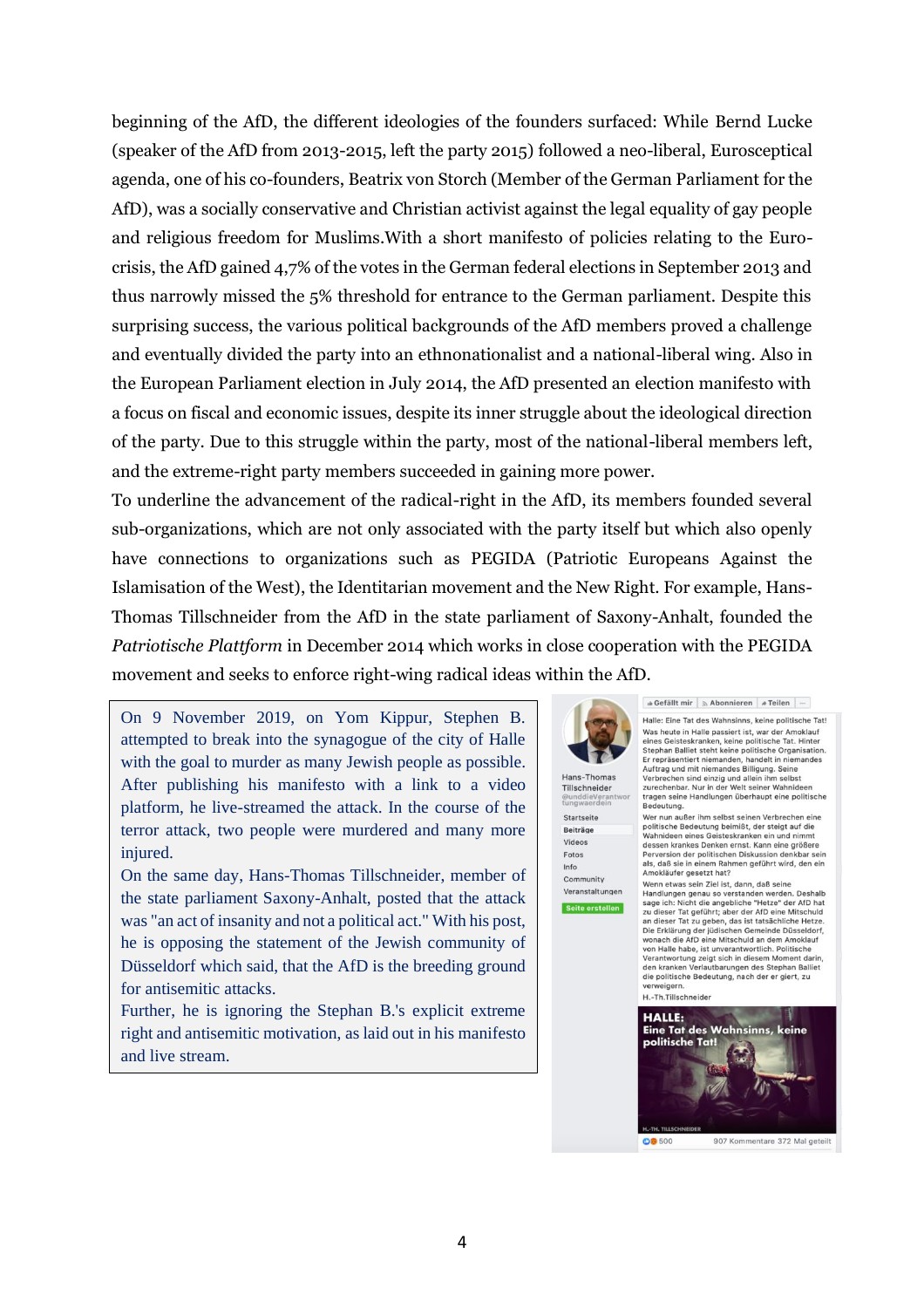beginning of the AfD, the different ideologies of the founders surfaced: While Bernd Lucke (speaker of the AfD from 2013-2015, left the party 2015) followed a neo-liberal, Eurosceptical agenda, one of his co-founders, Beatrix von Storch (Member of the German Parliament for the AfD), was a socially conservative and Christian activist against the legal equality of gay people and religious freedom for Muslims.With a short manifesto of policies relating to the Euro-crisis, the AfD gained 4,7% of the votes in the German federal elections in September 2013 and thus narrowly missed the 5% threshold for entrance to the German parliament. Despite this surprising success, the various political backgrounds of the AfD members proved a challenge and eventually divided the party into an ethnonationalist and a national-liberal wing. Also in the European Parliament election in July 2014, the AfD presented an election manifesto with a focus on fiscal and economic issues, despite its inner struggle about the ideological direction of the party. Due to this struggle within the party, most of the national-liberal members left, and the extreme-right party members succeeded in gaining more power.

To underline the advancement of the radical-right in the AfD, its members founded several sub-organizations, which are not only associated with the party itself but which also openly have connections to organizations such as PEGIDA (Patriotic Europeans Against the Islamisation of the West), the Identitarian movement and the New Right. For example, Hans-Thomas Tillschneider from the AfD in the state parliament of Saxony-Anhalt, founded the *Patriotische Plattform* in December 2014 which works in close cooperation with the PEGIDA movement and seeks to enforce right-wing radical ideas within the AfD.

> On 9 November 2019, on Yom Kippur, Stephen B. attempted to break into the synagogue of the city of Halle with the goal to murder as many Jewish people as possible. After publishing his manifesto with a link to a video platform, he live-streamed the attack. In the course of the terror attack, two people were murdered and many more injured.
>
> On the same day, Hans-Thomas Tillschneider, member of the state parliament Saxony-Anhalt, posted that the attack was "an act of insanity and not a political act." With his post, he is opposing the statement of the Jewish community of Düsseldorf which said, that the AfD is the breeding ground for antisemitic attacks.
>
> Further, he is ignoring the Stephan B.'s explicit extreme right and antisemitic motivation, as laid out in his manifesto and live stream.

Hans-Thomas Tillschneider
@unddieVerantwortungwaerdein

Halle: Eine Tat des Wahnsinns, keine politische Tat!

Was heute in Halle passiert ist, war der Amoklauf eines Geisteskranken, keine politische Tat. Hinter Stephan Balliet steht keine politische Organisation. Er repräsentiert niemanden, handelt in niemandes Auftrag und mit niemandes Billigung. Seine Verbrechen sind einzig und allein ihm selbst zurechenbar. Nur in der Welt seiner Wahnideen tragen seine Handlungen überhaupt eine politische Bedeutung.

Wer nun außer ihm selbst seinen Verbrechen eine politische Bedeutung beimißt, der steigt auf die Wahnideen eines Geisteskranken ein und nimmt dessen krankes Denken ernst. Kann eine größere Perversion der politischen Diskussion denkbar sein als, daß sie in einem Rahmen geführt wird, den ein Amokläufer gesetzt hat?

Wenn etwas sein Ziel ist, dann, daß seine Handlungen genau so verstanden werden. Deshalb sage ich: Nicht die angebliche "Hetze" der AfD hat zu dieser Tat geführt; aber der AfD eine Mitschuld an dieser Tat zu geben, das ist tatsächliche Hetze. Die Erklärung der jüdischen Gemeinde Düsseldorf, wonach die AfD eine Mitschuld an dem Amoklauf von Halle habe, ist unverantwortlich. Politische Verantwortung zeigt sich in diesem Moment darin, den kranken Verlautbarungen des Stephan Balliet die politische Bedeutung, nach der er giert, zu verweigern.

H.-Th.Tillschneider

HALLE: Eine Tat des Wahnsinns, keine politische Tat!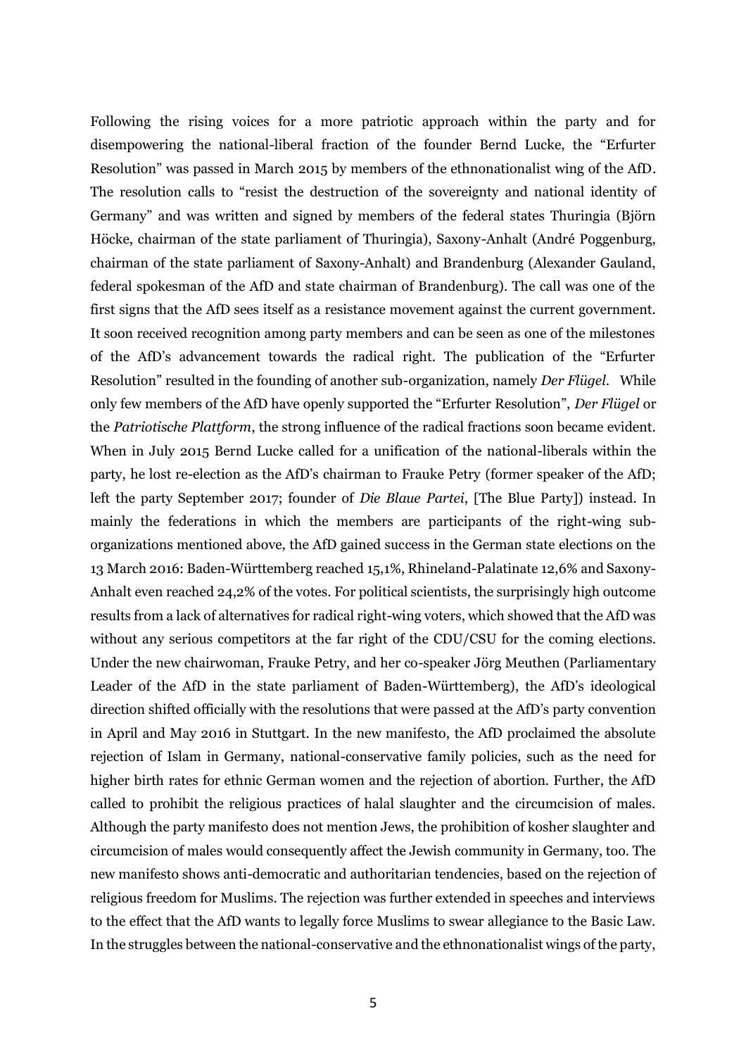Following the rising voices for a more patriotic approach within the party and for disempowering the national-liberal fraction of the founder Bernd Lucke, the "Erfurter Resolution" was passed in March 2015 by members of the ethnonationalist wing of the AfD. The resolution calls to "resist the destruction of the sovereignty and national identity of Germany" and was written and signed by members of the federal states Thuringia (Björn Höcke, chairman of the state parliament of Thuringia), Saxony-Anhalt (André Poggenburg, chairman of the state parliament of Saxony-Anhalt) and Brandenburg (Alexander Gauland, federal spokesman of the AfD and state chairman of Brandenburg). The call was one of the first signs that the AfD sees itself as a resistance movement against the current government. It soon received recognition among party members and can be seen as one of the milestones of the AfD's advancement towards the radical right. The publication of the "Erfurter Resolution" resulted in the founding of another sub-organization, namely *Der Flügel*. While only few members of the AfD have openly supported the "Erfurter Resolution", *Der Flügel* or the *Patriotische Plattform*, the strong influence of the radical fractions soon became evident. When in July 2015 Bernd Lucke called for a unification of the national-liberals within the party, he lost re-election as the AfD's chairman to Frauke Petry (former speaker of the AfD; left the party September 2017; founder of *Die Blaue Partei*, [The Blue Party]) instead. In mainly the federations in which the members are participants of the right-wing sub-organizations mentioned above, the AfD gained success in the German state elections on the 13 March 2016: Baden-Württemberg reached 15,1%, Rhineland-Palatinate 12,6% and Saxony-Anhalt even reached 24,2% of the votes. For political scientists, the surprisingly high outcome results from a lack of alternatives for radical right-wing voters, which showed that the AfD was without any serious competitors at the far right of the CDU/CSU for the coming elections. Under the new chairwoman, Frauke Petry, and her co-speaker Jörg Meuthen (Parliamentary Leader of the AfD in the state parliament of Baden-Württemberg), the AfD's ideological direction shifted officially with the resolutions that were passed at the AfD's party convention in April and May 2016 in Stuttgart. In the new manifesto, the AfD proclaimed the absolute rejection of Islam in Germany, national-conservative family policies, such as the need for higher birth rates for ethnic German women and the rejection of abortion. Further, the AfD called to prohibit the religious practices of halal slaughter and the circumcision of males. Although the party manifesto does not mention Jews, the prohibition of kosher slaughter and circumcision of males would consequently affect the Jewish community in Germany, too. The new manifesto shows anti-democratic and authoritarian tendencies, based on the rejection of religious freedom for Muslims. The rejection was further extended in speeches and interviews to the effect that the AfD wants to legally force Muslims to swear allegiance to the Basic Law. In the struggles between the national-conservative and the ethnonationalist wings of the party,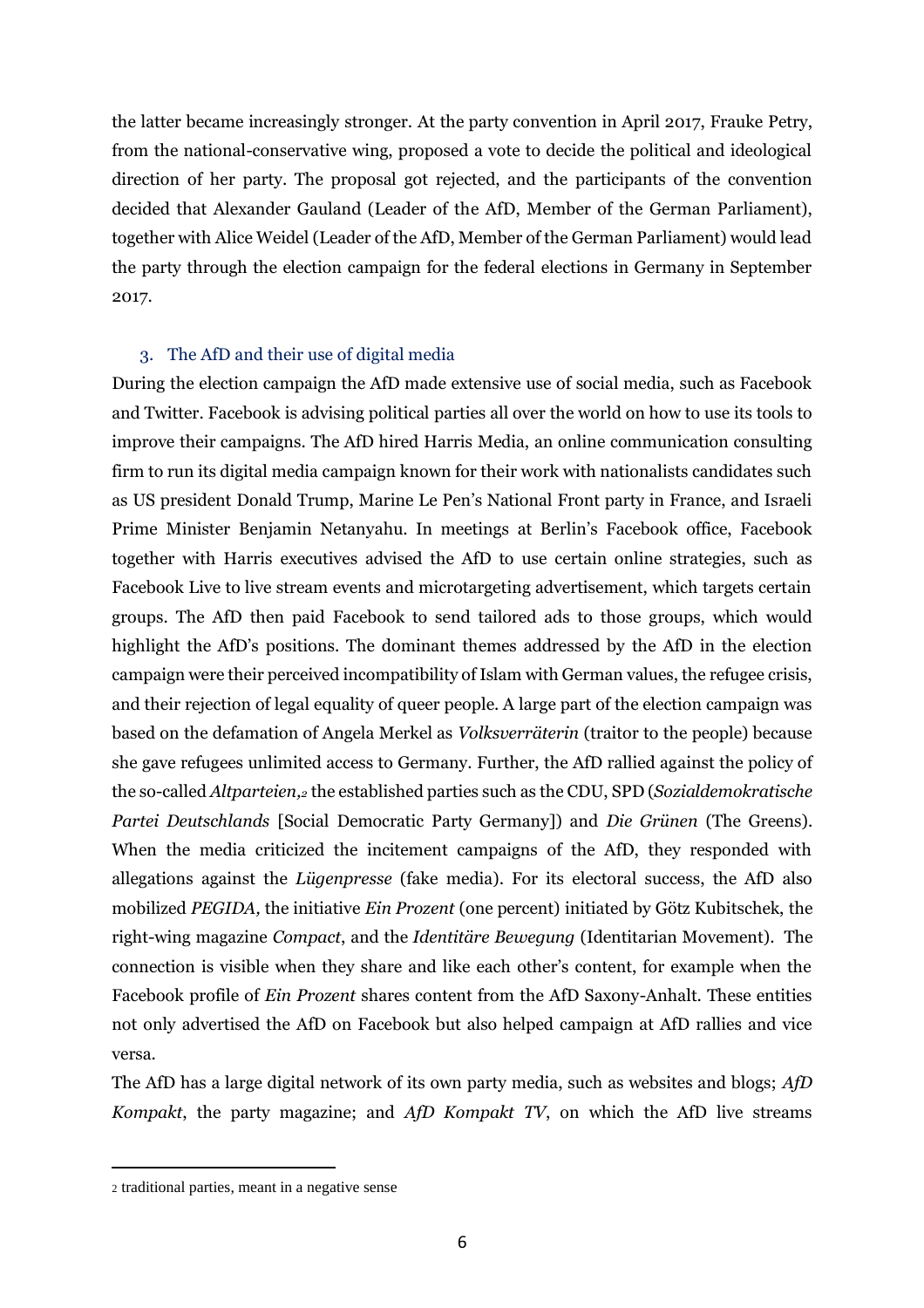the latter became increasingly stronger. At the party convention in April 2017, Frauke Petry, from the national-conservative wing, proposed a vote to decide the political and ideological direction of her party. The proposal got rejected, and the participants of the convention decided that Alexander Gauland (Leader of the AfD, Member of the German Parliament), together with Alice Weidel (Leader of the AfD, Member of the German Parliament) would lead the party through the election campaign for the federal elections in Germany in September 2017.

## 3. The AfD and their use of digital media

During the election campaign the AfD made extensive use of social media, such as Facebook and Twitter. Facebook is advising political parties all over the world on how to use its tools to improve their campaigns. The AfD hired Harris Media, an online communication consulting firm to run its digital media campaign known for their work with nationalists candidates such as US president Donald Trump, Marine Le Pen's National Front party in France, and Israeli Prime Minister Benjamin Netanyahu. In meetings at Berlin's Facebook office, Facebook together with Harris executives advised the AfD to use certain online strategies, such as Facebook Live to live stream events and microtargeting advertisement, which targets certain groups. The AfD then paid Facebook to send tailored ads to those groups, which would highlight the AfD's positions. The dominant themes addressed by the AfD in the election campaign were their perceived incompatibility of Islam with German values, the refugee crisis, and their rejection of legal equality of queer people. A large part of the election campaign was based on the defamation of Angela Merkel as *Volksverräterin* (traitor to the people) because she gave refugees unlimited access to Germany. Further, the AfD rallied against the policy of the so-called *Altparteien,*[2] the established parties such as the CDU, SPD (*Sozialdemokratische Partei Deutschlands* [Social Democratic Party Germany]) and *Die Grünen* (The Greens). When the media criticized the incitement campaigns of the AfD, they responded with allegations against the *Lügenpresse* (fake media). For its electoral success, the AfD also mobilized *PEGIDA,* the initiative *Ein Prozent* (one percent) initiated by Götz Kubitschek, the right-wing magazine *Compact*, and the *Identitäre Bewegung* (Identitarian Movement). The connection is visible when they share and like each other's content, for example when the Facebook profile of *Ein Prozent* shares content from the AfD Saxony-Anhalt. These entities not only advertised the AfD on Facebook but also helped campaign at AfD rallies and vice versa.

The AfD has a large digital network of its own party media, such as websites and blogs; *AfD Kompakt*, the party magazine; and *AfD Kompakt TV*, on which the AfD live streams

---

[2] traditional parties, meant in a negative sense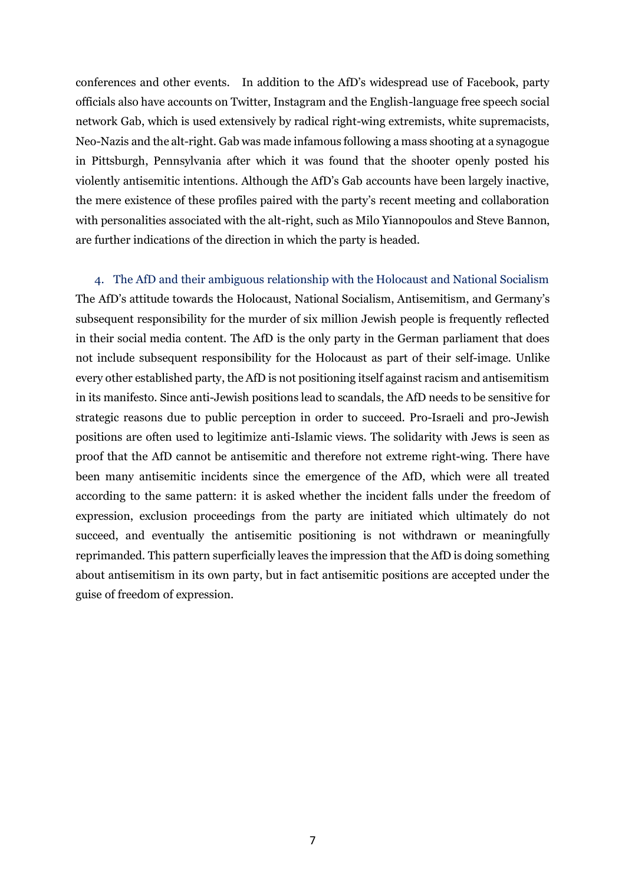conferences and other events. In addition to the AfD's widespread use of Facebook, party officials also have accounts on Twitter, Instagram and the English-language free speech social network Gab, which is used extensively by radical right-wing extremists, white supremacists, Neo-Nazis and the alt-right. Gab was made infamous following a mass shooting at a synagogue in Pittsburgh, Pennsylvania after which it was found that the shooter openly posted his violently antisemitic intentions. Although the AfD's Gab accounts have been largely inactive, the mere existence of these profiles paired with the party's recent meeting and collaboration with personalities associated with the alt-right, such as Milo Yiannopoulos and Steve Bannon, are further indications of the direction in which the party is headed.

## 4. The AfD and their ambiguous relationship with the Holocaust and National Socialism

The AfD's attitude towards the Holocaust, National Socialism, Antisemitism, and Germany's subsequent responsibility for the murder of six million Jewish people is frequently reflected in their social media content. The AfD is the only party in the German parliament that does not include subsequent responsibility for the Holocaust as part of their self-image. Unlike every other established party, the AfD is not positioning itself against racism and antisemitism in its manifesto. Since anti-Jewish positions lead to scandals, the AfD needs to be sensitive for strategic reasons due to public perception in order to succeed. Pro-Israeli and pro-Jewish positions are often used to legitimize anti-Islamic views. The solidarity with Jews is seen as proof that the AfD cannot be antisemitic and therefore not extreme right-wing. There have been many antisemitic incidents since the emergence of the AfD, which were all treated according to the same pattern: it is asked whether the incident falls under the freedom of expression, exclusion proceedings from the party are initiated which ultimately do not succeed, and eventually the antisemitic positioning is not withdrawn or meaningfully reprimanded. This pattern superficially leaves the impression that the AfD is doing something about antisemitism in its own party, but in fact antisemitic positions are accepted under the guise of freedom of expression.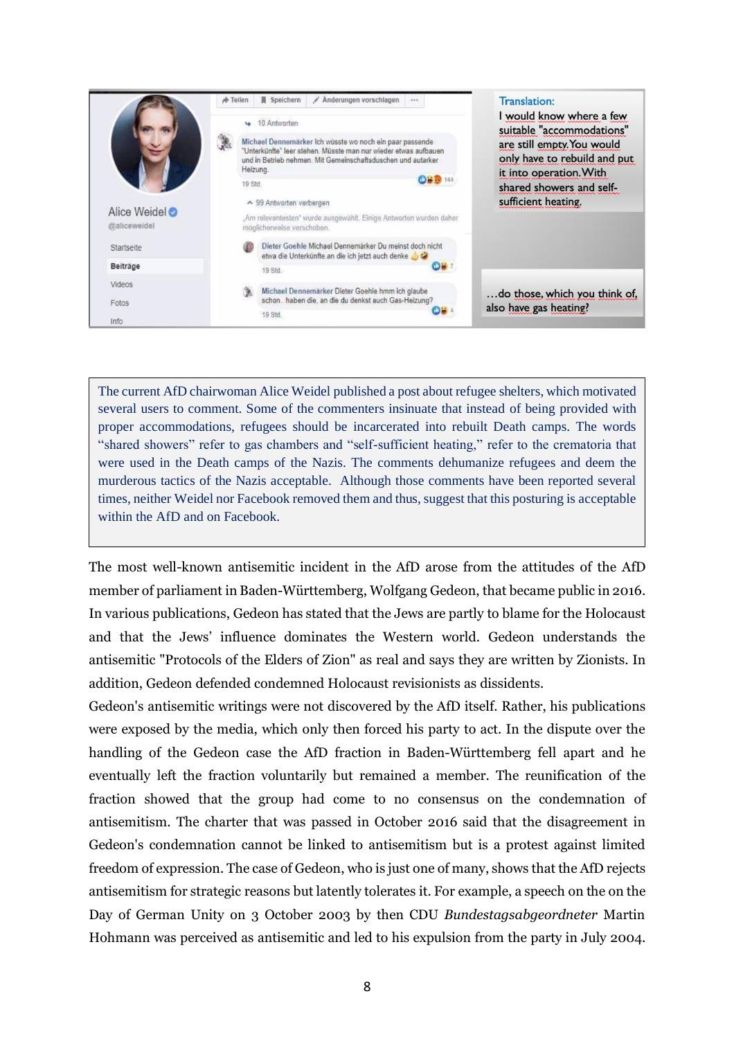The current AfD chairwoman Alice Weidel published a post about refugee shelters, which motivated several users to comment. Some of the commenters insinuate that instead of being provided with proper accommodations, refugees should be incarcerated into rebuilt Death camps. The words "shared showers" refer to gas chambers and "self-sufficient heating," refer to the crematoria that were used in the Death camps of the Nazis. The comments dehumanize refugees and deem the murderous tactics of the Nazis acceptable. Although those comments have been reported several times, neither Weidel nor Facebook removed them and thus, suggest that this posturing is acceptable within the AfD and on Facebook.

The most well-known antisemitic incident in the AfD arose from the attitudes of the AfD member of parliament in Baden-Württemberg, Wolfgang Gedeon, that became public in 2016. In various publications, Gedeon has stated that the Jews are partly to blame for the Holocaust and that the Jews' influence dominates the Western world. Gedeon understands the antisemitic "Protocols of the Elders of Zion" as real and says they are written by Zionists. In addition, Gedeon defended condemned Holocaust revisionists as dissidents.

Gedeon's antisemitic writings were not discovered by the AfD itself. Rather, his publications were exposed by the media, which only then forced his party to act. In the dispute over the handling of the Gedeon case the AfD fraction in Baden-Württemberg fell apart and he eventually left the fraction voluntarily but remained a member. The reunification of the fraction showed that the group had come to no consensus on the condemnation of antisemitism. The charter that was passed in October 2016 said that the disagreement in Gedeon's condemnation cannot be linked to antisemitism but is a protest against limited freedom of expression. The case of Gedeon, who is just one of many, shows that the AfD rejects antisemitism for strategic reasons but latently tolerates it. For example, a speech on the on the Day of German Unity on 3 October 2003 by then CDU *Bundestagsabgeordneter* Martin Hohmann was perceived as antisemitic and led to his expulsion from the party in July 2004.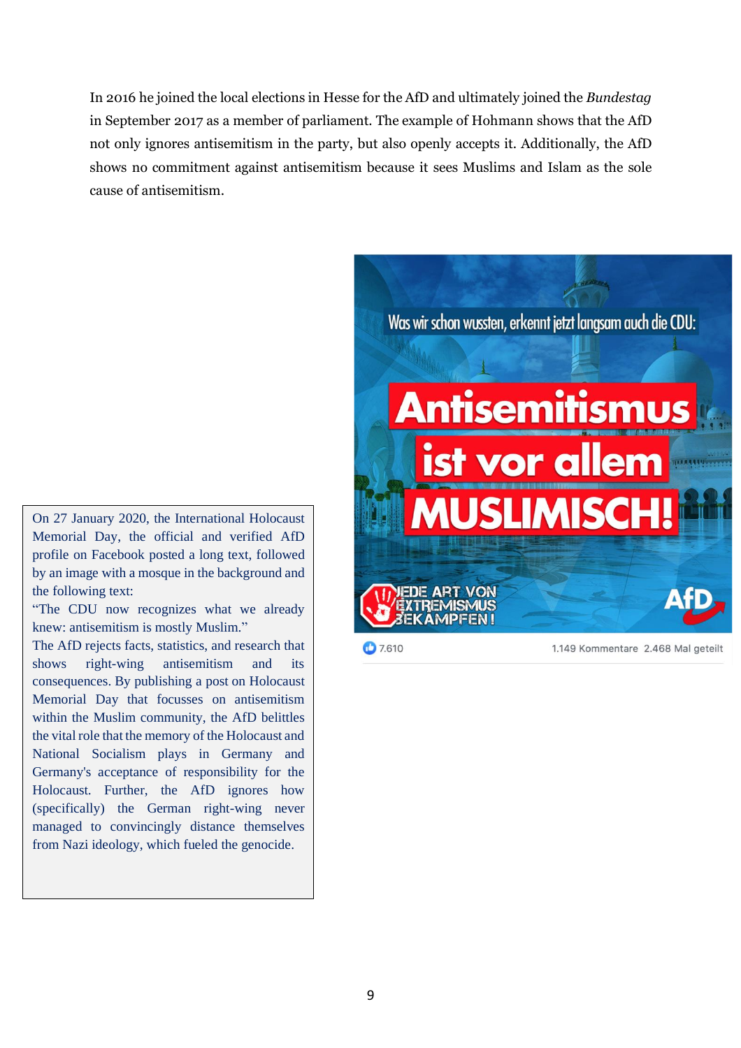In 2016 he joined the local elections in Hesse for the AfD and ultimately joined the *Bundestag* in September 2017 as a member of parliament. The example of Hohmann shows that the AfD not only ignores antisemitism in the party, but also openly accepts it. Additionally, the AfD shows no commitment against antisemitism because it sees Muslims and Islam as the sole cause of antisemitism.

On 27 January 2020, the International Holocaust Memorial Day, the official and verified AfD profile on Facebook posted a long text, followed by an image with a mosque in the background and the following text:

"The CDU now recognizes what we already knew: antisemitism is mostly Muslim."

The AfD rejects facts, statistics, and research that shows right-wing antisemitism and its consequences. By publishing a post on Holocaust Memorial Day that focusses on antisemitism within the Muslim community, the AfD belittles the vital role that the memory of the Holocaust and National Socialism plays in Germany and Germany's acceptance of responsibility for the Holocaust. Further, the AfD ignores how (specifically) the German right-wing never managed to convincingly distance themselves from Nazi ideology, which fueled the genocide.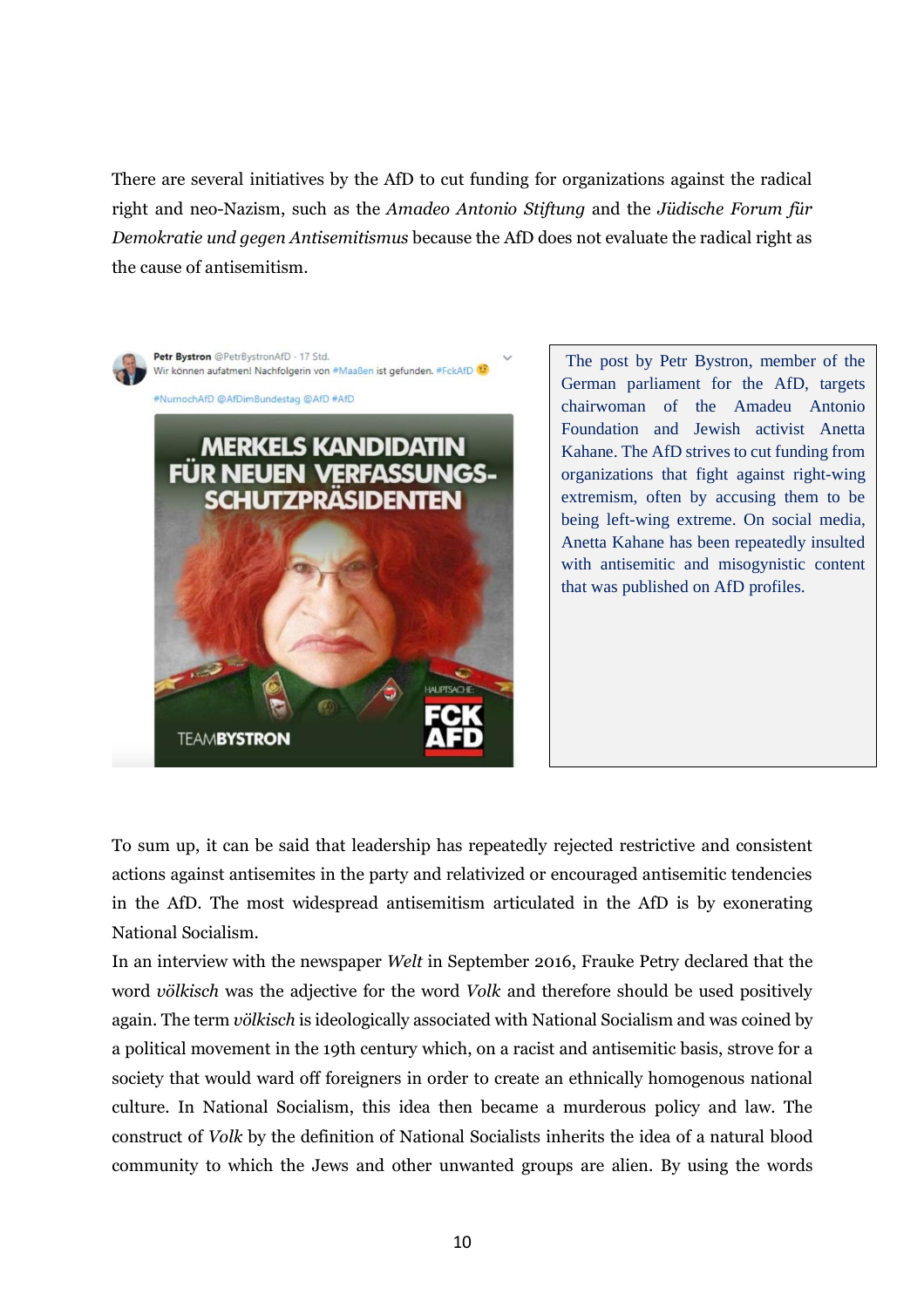There are several initiatives by the AfD to cut funding for organizations against the radical right and neo-Nazism, such as the *Amadeo Antonio Stiftung* and the *Jüdische Forum für Demokratie und gegen Antisemitismus* because the AfD does not evaluate the radical right as the cause of antisemitism.

The post by Petr Bystron, member of the German parliament for the AfD, targets chairwoman of the Amadeu Antonio Foundation and Jewish activist Anetta Kahane. The AfD strives to cut funding from organizations that fight against right-wing extremism, often by accusing them to be being left-wing extreme. On social media, Anetta Kahane has been repeatedly insulted with antisemitic and misogynistic content that was published on AfD profiles.

To sum up, it can be said that leadership has repeatedly rejected restrictive and consistent actions against antisemites in the party and relativized or encouraged antisemitic tendencies in the AfD. The most widespread antisemitism articulated in the AfD is by exonerating National Socialism.

In an interview with the newspaper *Welt* in September 2016, Frauke Petry declared that the word *völkisch* was the adjective for the word *Volk* and therefore should be used positively again. The term *völkisch* is ideologically associated with National Socialism and was coined by a political movement in the 19th century which, on a racist and antisemitic basis, strove for a society that would ward off foreigners in order to create an ethnically homogenous national culture. In National Socialism, this idea then became a murderous policy and law. The construct of *Volk* by the definition of National Socialists inherits the idea of a natural blood community to which the Jews and other unwanted groups are alien. By using the words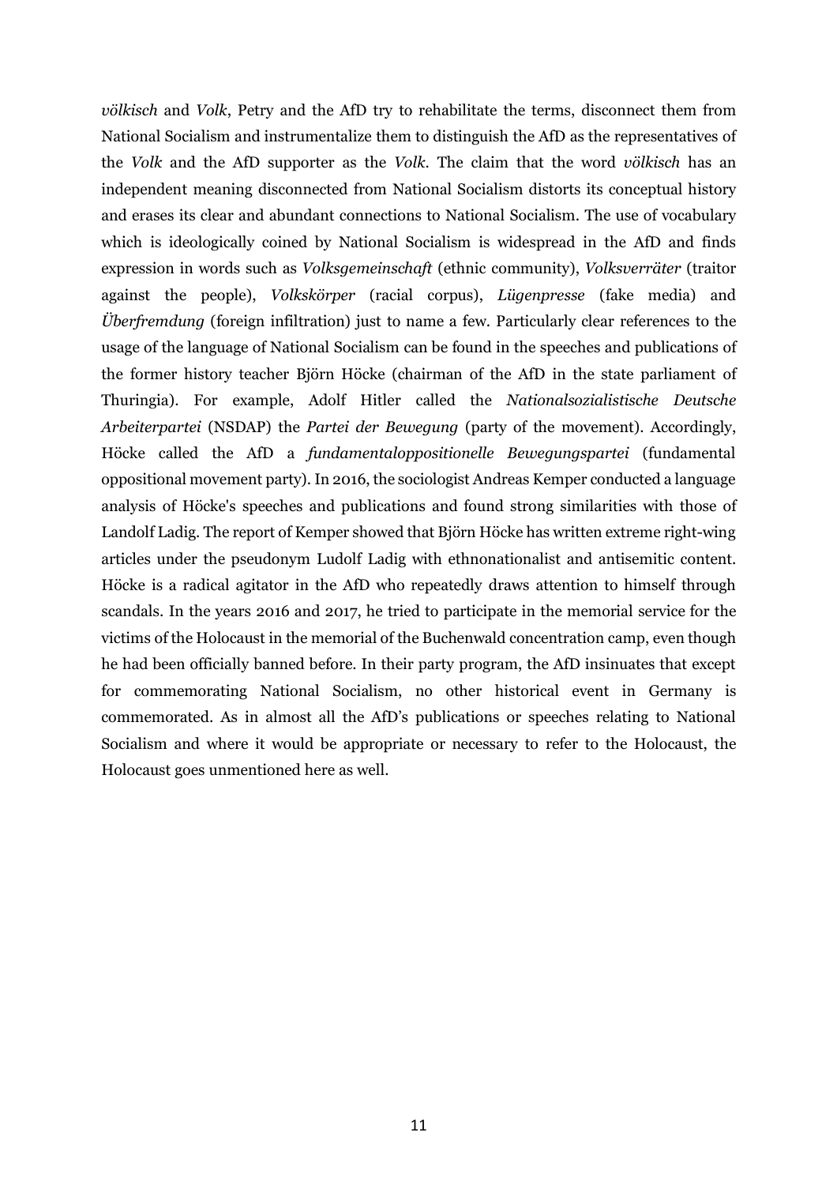*völkisch* and *Volk*, Petry and the AfD try to rehabilitate the terms, disconnect them from National Socialism and instrumentalize them to distinguish the AfD as the representatives of the *Volk* and the AfD supporter as the *Volk*. The claim that the word *völkisch* has an independent meaning disconnected from National Socialism distorts its conceptual history and erases its clear and abundant connections to National Socialism. The use of vocabulary which is ideologically coined by National Socialism is widespread in the AfD and finds expression in words such as *Volksgemeinschaft* (ethnic community), *Volksverräter* (traitor against the people), *Volkskörper* (racial corpus), *Lügenpresse* (fake media) and *Überfremdung* (foreign infiltration) just to name a few. Particularly clear references to the usage of the language of National Socialism can be found in the speeches and publications of the former history teacher Björn Höcke (chairman of the AfD in the state parliament of Thuringia). For example, Adolf Hitler called the *Nationalsozialistische Deutsche Arbeiterpartei* (NSDAP) the *Partei der Bewegung* (party of the movement). Accordingly, Höcke called the AfD a *fundamentaloppositionelle Bewegungspartei* (fundamental oppositional movement party). In 2016, the sociologist Andreas Kemper conducted a language analysis of Höcke's speeches and publications and found strong similarities with those of Landolf Ladig. The report of Kemper showed that Björn Höcke has written extreme right-wing articles under the pseudonym Ludolf Ladig with ethnonationalist and antisemitic content. Höcke is a radical agitator in the AfD who repeatedly draws attention to himself through scandals. In the years 2016 and 2017, he tried to participate in the memorial service for the victims of the Holocaust in the memorial of the Buchenwald concentration camp, even though he had been officially banned before. In their party program, the AfD insinuates that except for commemorating National Socialism, no other historical event in Germany is commemorated. As in almost all the AfD's publications or speeches relating to National Socialism and where it would be appropriate or necessary to refer to the Holocaust, the Holocaust goes unmentioned here as well.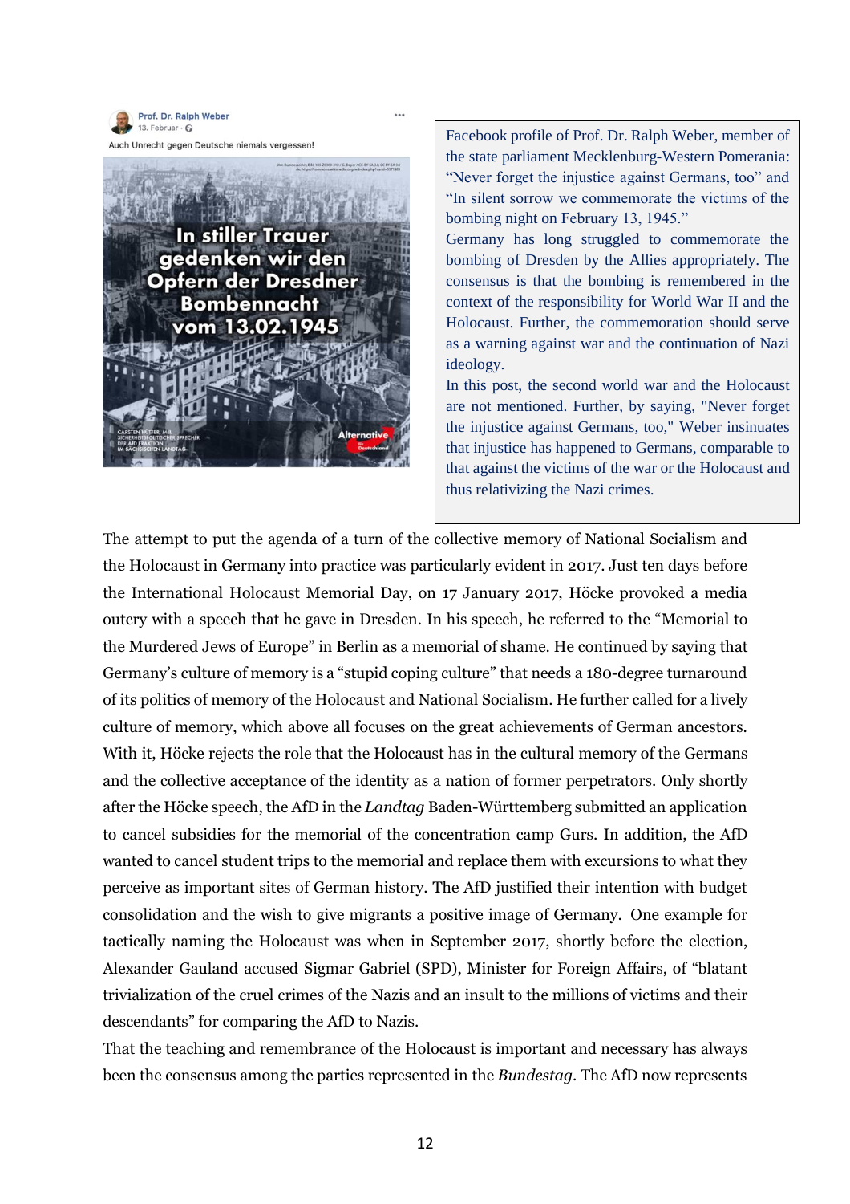Prof. Dr. Ralph Weber
13. Februar ·

Auch Unrecht gegen Deutsche niemals vergessen!

In stiller Trauer gedenken wir den Opfern der Dresdner Bombennacht vom 13.02.1945

CARSTEN HÜTTER, MdL SICHERHEITSPOLITISCHER SPRECHER DER AfD FRAKTION IM SÄCHSISCHEN LANDTAG

Alternative für Deutschland

Facebook profile of Prof. Dr. Ralph Weber, member of the state parliament Mecklenburg-Western Pomerania: "Never forget the injustice against Germans, too" and "In silent sorrow we commemorate the victims of the bombing night on February 13, 1945."
Germany has long struggled to commemorate the bombing of Dresden by the Allies appropriately. The consensus is that the bombing is remembered in the context of the responsibility for World War II and the Holocaust. Further, the commemoration should serve as a warning against war and the continuation of Nazi ideology.
In this post, the second world war and the Holocaust are not mentioned. Further, by saying, "Never forget the injustice against Germans, too," Weber insinuates that injustice has happened to Germans, comparable to that against the victims of the war or the Holocaust and thus relativizing the Nazi crimes.

The attempt to put the agenda of a turn of the collective memory of National Socialism and the Holocaust in Germany into practice was particularly evident in 2017. Just ten days before the International Holocaust Memorial Day, on 17 January 2017, Höcke provoked a media outcry with a speech that he gave in Dresden. In his speech, he referred to the "Memorial to the Murdered Jews of Europe" in Berlin as a memorial of shame. He continued by saying that Germany's culture of memory is a "stupid coping culture" that needs a 180-degree turnaround of its politics of memory of the Holocaust and National Socialism. He further called for a lively culture of memory, which above all focuses on the great achievements of German ancestors. With it, Höcke rejects the role that the Holocaust has in the cultural memory of the Germans and the collective acceptance of the identity as a nation of former perpetrators. Only shortly after the Höcke speech, the AfD in the *Landtag* Baden-Württemberg submitted an application to cancel subsidies for the memorial of the concentration camp Gurs. In addition, the AfD wanted to cancel student trips to the memorial and replace them with excursions to what they perceive as important sites of German history. The AfD justified their intention with budget consolidation and the wish to give migrants a positive image of Germany. One example for tactically naming the Holocaust was when in September 2017, shortly before the election, Alexander Gauland accused Sigmar Gabriel (SPD), Minister for Foreign Affairs, of "blatant trivialization of the cruel crimes of the Nazis and an insult to the millions of victims and their descendants" for comparing the AfD to Nazis.

That the teaching and remembrance of the Holocaust is important and necessary has always been the consensus among the parties represented in the *Bundestag*. The AfD now represents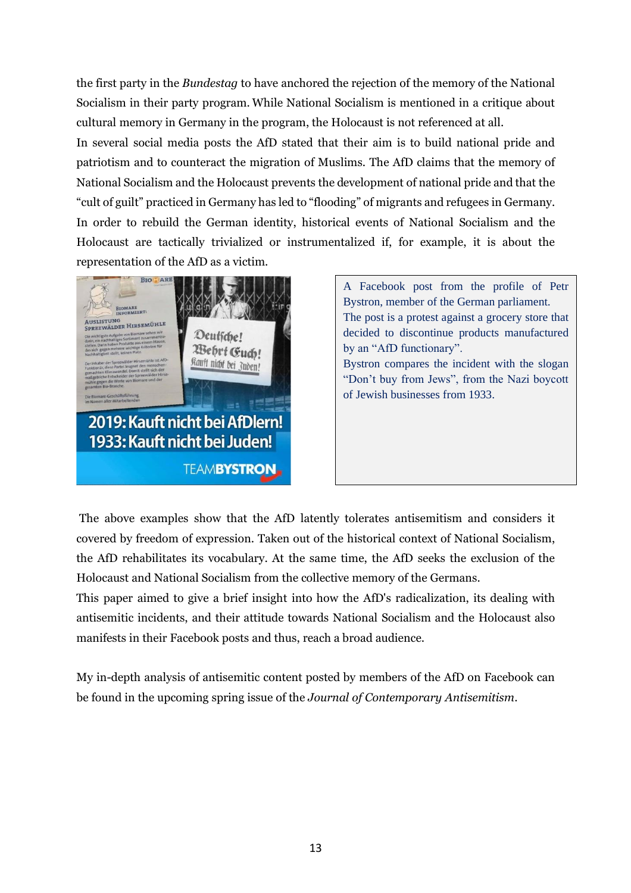the first party in the *Bundestag* to have anchored the rejection of the memory of the National Socialism in their party program. While National Socialism is mentioned in a critique about cultural memory in Germany in the program, the Holocaust is not referenced at all.

In several social media posts the AfD stated that their aim is to build national pride and patriotism and to counteract the migration of Muslims. The AfD claims that the memory of National Socialism and the Holocaust prevents the development of national pride and that the "cult of guilt" practiced in Germany has led to "flooding" of migrants and refugees in Germany. In order to rebuild the German identity, historical events of National Socialism and the Holocaust are tactically trivialized or instrumentalized if, for example, it is about the representation of the AfD as a victim.

A Facebook post from the profile of Petr Bystron, member of the German parliament. The post is a protest against a grocery store that decided to discontinue products manufactured by an "AfD functionary". Bystron compares the incident with the slogan "Don't buy from Jews", from the Nazi boycott of Jewish businesses from 1933.

The above examples show that the AfD latently tolerates antisemitism and considers it covered by freedom of expression. Taken out of the historical context of National Socialism, the AfD rehabilitates its vocabulary. At the same time, the AfD seeks the exclusion of the Holocaust and National Socialism from the collective memory of the Germans.

This paper aimed to give a brief insight into how the AfD's radicalization, its dealing with antisemitic incidents, and their attitude towards National Socialism and the Holocaust also manifests in their Facebook posts and thus, reach a broad audience.

My in-depth analysis of antisemitic content posted by members of the AfD on Facebook can be found in the upcoming spring issue of the *Journal of Contemporary Antisemitism*.